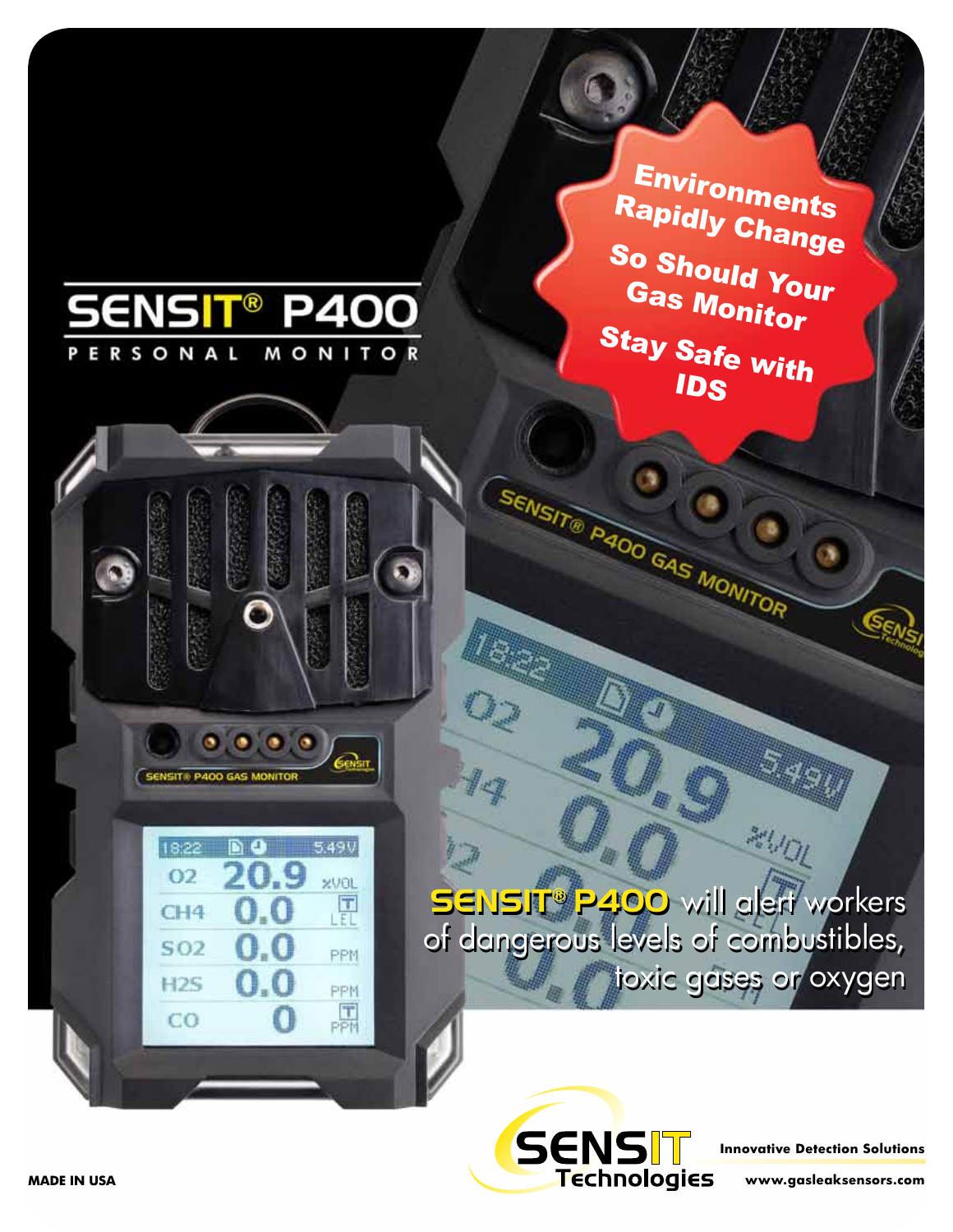# SENSIT® P400

PERSONAL MONITOR

**Environments Rapidly Change**

**So Should Your Gas Monitor**

**Stay Safe with IDS**

**SENSIT® P400** will alert workers of dangerous levels of combustibles, toxic gases or oxygen

SENSIT Technologies

**Innovative Detection Solutions**

**www.gasleaksensors.com**

**MADE IN USA**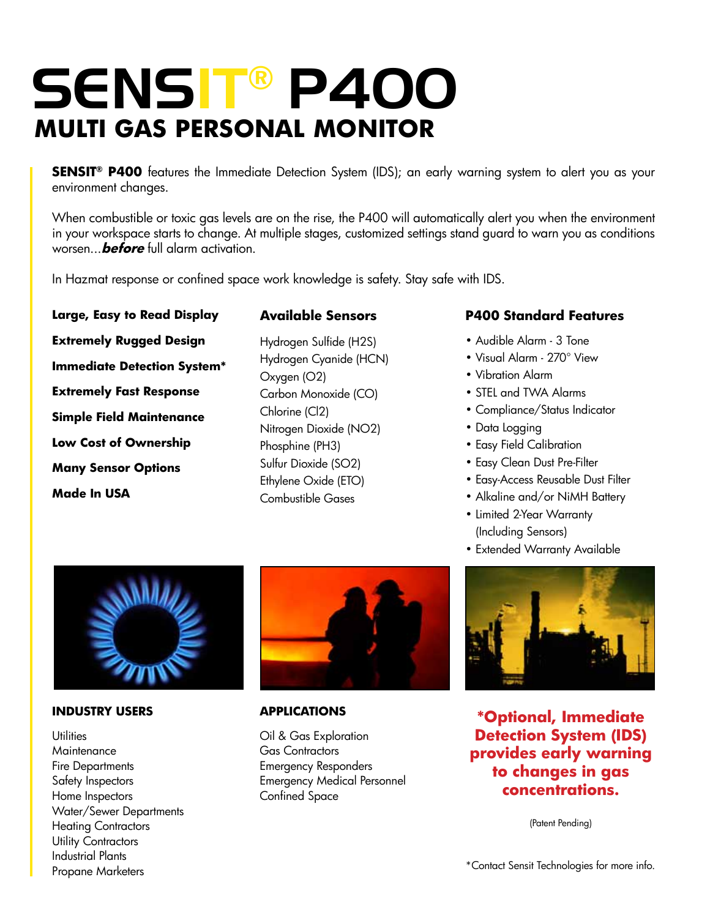# SENSIT® P400

## MULTI GAS PERSONAL MONITOR

**SENSIT® P400** features the Immediate Detection System (IDS); an early warning system to alert you as your environment changes.

When combustible or toxic gas levels are on the rise, the P400 will automatically alert you when the environment in your workspace starts to change. At multiple stages, customized settings stand guard to warn you as conditions worsen...***before*** full alarm activation.

In Hazmat response or confined space work knowledge is safety. Stay safe with IDS.

**Large, Easy to Read Display**

**Extremely Rugged Design**

**Immediate Detection System***

**Extremely Fast Response**

**Simple Field Maintenance**

**Low Cost of Ownership**

**Many Sensor Options**

**Made In USA**

### Available Sensors

Hydrogen Sulfide ($H_2S$)
Hydrogen Cyanide (HCN)
Oxygen ($O_2$)
Carbon Monoxide (CO)
Chlorine ($Cl_2$)
Nitrogen Dioxide ($NO_2$)
Phosphine ($PH_3$)
Sulfur Dioxide ($SO_2$)
Ethylene Oxide (ETO)
Combustible Gases

### P400 Standard Features

- Audible Alarm - 3 Tone
- Visual Alarm - 270° View
- Vibration Alarm
- STEL and TWA Alarms
- Compliance/Status Indicator
- Data Logging
- Easy Field Calibration
- Easy Clean Dust Pre-Filter
- Easy-Access Reusable Dust Filter
- Alkaline and/or NiMH Battery
- Limited 2-Year Warranty (Including Sensors)
- Extended Warranty Available

### INDUSTRY USERS

Utilities
Maintenance
Fire Departments
Safety Inspectors
Home Inspectors
Water/Sewer Departments
Heating Contractors
Utility Contractors
Industrial Plants
Propane Marketers

### APPLICATIONS

Oil & Gas Exploration
Gas Contractors
Emergency Responders
Emergency Medical Personnel
Confined Space

**\*Optional, Immediate Detection System (IDS) provides early warning to changes in gas concentrations.**

(Patent Pending)

*Contact Sensit Technologies for more info.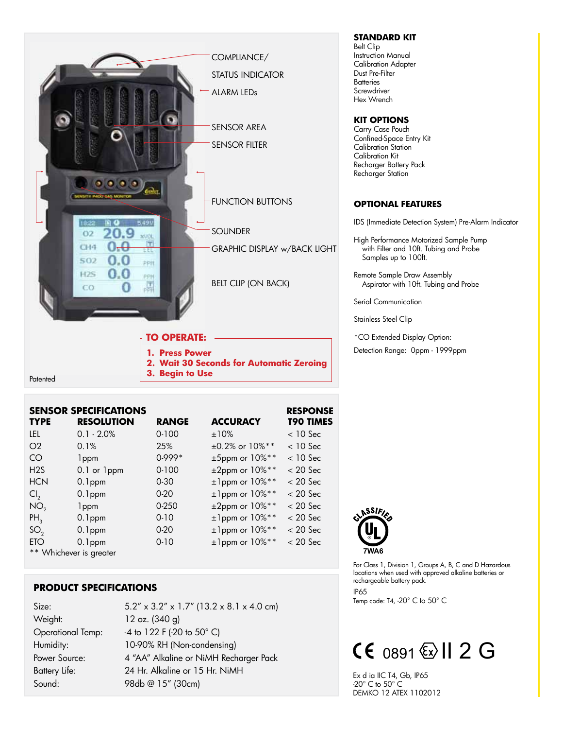COMPLIANCE/

STATUS INDICATOR

ALARM LEDs

SENSOR AREA

SENSOR FILTER

FUNCTION BUTTONS

SOUNDER

GRAPHIC DISPLAY w/BACK LIGHT

BELT CLIP (ON BACK)

**TO OPERATE:**

1. **Press Power**
2. **Wait 30 Seconds for Automatic Zeroing**
3. **Begin to Use**

Patented

## STANDARD KIT

Belt Clip
Instruction Manual
Calibration Adapter
Dust Pre-Filter
Batteries
Screwdriver
Hex Wrench

## KIT OPTIONS

Carry Case Pouch
Confined-Space Entry Kit
Calibration Station
Calibration Kit
Recharger Battery Pack
Recharger Station

## OPTIONAL FEATURES

IDS (Immediate Detection System) Pre-Alarm Indicator

High Performance Motorized Sample Pump
with Filter and 10ft. Tubing and Probe
Samples up to 100ft.

Remote Sample Draw Assembly
Aspirator with 10ft. Tubing and Probe

Serial Communication

Stainless Steel Clip

*CO Extended Display Option:

Detection Range: 0ppm - 1999ppm

## SENSOR SPECIFICATIONS

| TYPE | RESOLUTION | RANGE | ACCURACY | RESPONSE T90 TIMES |
|---|---|---|---|---|
| LEL | 0.1 - 2.0% | 0-100 | ±10% | < 10 Sec |
| O2 | 0.1% | 25% | ±0.2% or 10%** | < 10 Sec |
| CO | 1ppm | 0-999* | ±5ppm or 10%** | < 10 Sec |
| H2S | 0.1 or 1ppm | 0-100 | ±2ppm or 10%** | < 20 Sec |
| HCN | 0.1ppm | 0-30 | ±1ppm or 10%** | < 20 Sec |
| $Cl_2$ | 0.1ppm | 0-20 | ±1ppm or 10%** | < 20 Sec |
| $NO_2$ | 1ppm | 0-250 | ±2ppm or 10%** | < 20 Sec |
| $PH_3$ | 0.1ppm | 0-10 | ±1ppm or 10%** | < 20 Sec |
| $SO_2$ | 0.1ppm | 0-20 | ±1ppm or 10%** | < 20 Sec |
| ETO | 0.1ppm | 0-10 | ±1ppm or 10%** | < 20 Sec |

** Whichever is greater

## PRODUCT SPECIFICATIONS

| | |
|---|---|
| Size: | 5.2" x 3.2" x 1.7" (13.2 x 8.1 x 4.0 cm) |
| Weight: | 12 oz. (340 g) |
| Operational Temp: | -4 to 122 F (-20 to 50° C) |
| Humidity: | 10-90% RH (Non-condensing) |
| Power Source: | 4 "AA" Alkaline or NiMH Recharger Pack |
| Battery Life: | 24 Hr. Alkaline or 15 Hr. NiMH |
| Sound: | 98db @ 15" (30cm) |

CLASSIFIED UL 7WA6

For Class 1, Division 1, Groups A, B, C and D Hazardous locations when used with approved alkaline batteries or rechargeable battery pack.

IP65
Temp code: T4, -20° C to 50° C

CE 0891 Ex II 2 G

Ex d ia IIC T4, Gb, IP65
-20° C to 50° C
DEMKO 12 ATEX 1102012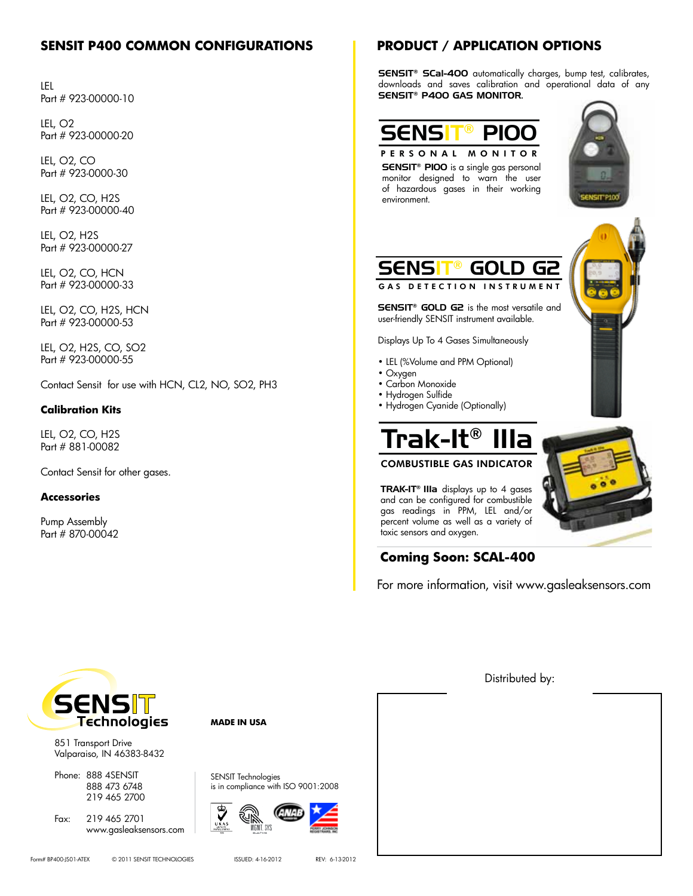## SENSIT P400 COMMON CONFIGURATIONS

LEL
Part # 923-00000-10

LEL, O2
Part # 923-00000-20

LEL, O2, CO
Part # 923-0000-30

LEL, O2, CO, H2S
Part # 923-00000-40

LEL, O2, H2S
Part # 923-00000-27

LEL, O2, CO, HCN
Part # 923-00000-33

LEL, O2, CO, H2S, HCN
Part # 923-00000-53

LEL, O2, H2S, CO, SO2
Part # 923-00000-55

Contact Sensit for use with HCN, CL2, NO, SO2, PH3

**Calibration Kits**

LEL, O2, CO, H2S
Part # 881-00082

Contact Sensit for other gases.

**Accessories**

Pump Assembly
Part # 870-00042

## PRODUCT / APPLICATION OPTIONS

**SENSIT® SCal-400** automatically charges, bump test, calibrates, downloads and saves calibration and operational data of any **SENSIT® P400 GAS MONITOR**.

### SENSIT® P100

PERSONAL MONITOR

**SENSIT® P100** is a single gas personal monitor designed to warn the user of hazardous gases in their working environment.

### SENSIT® GOLD G2

GAS DETECTION INSTRUMENT

**SENSIT® GOLD G2** is the most versatile and user-friendly SENSIT instrument available.

Displays Up To 4 Gases Simultaneously

- LEL (%Volume and PPM Optional)
- Oxygen
- Carbon Monoxide
- Hydrogen Sulfide
- Hydrogen Cyanide (Optionally)

### Trak-It® IIIa

COMBUSTIBLE GAS INDICATOR

**TRAK-IT® IIIa** displays up to 4 gases and can be configured for combustible gas readings in PPM, LEL and/or percent volume as well as a variety of toxic sensors and oxygen.

**Coming Soon: SCAL-400**

For more information, visit www.gasleaksensors.com

SENSIT Technologies

851 Transport Drive
Valparaiso, IN 46383-8432

Phone: 888 4SENSIT
888 473 6748
219 465 2700

Fax: 219 465 2701
www.gasleaksensors.com

**MADE IN USA**

SENSIT Technologies
is in compliance with ISO 9001:2008

Distributed by:

Form# BP400-JS01-ATEX © 2011 SENSIT TECHNOLOGIES ISSUED: 4-16-2012 REV: 6-13-2012